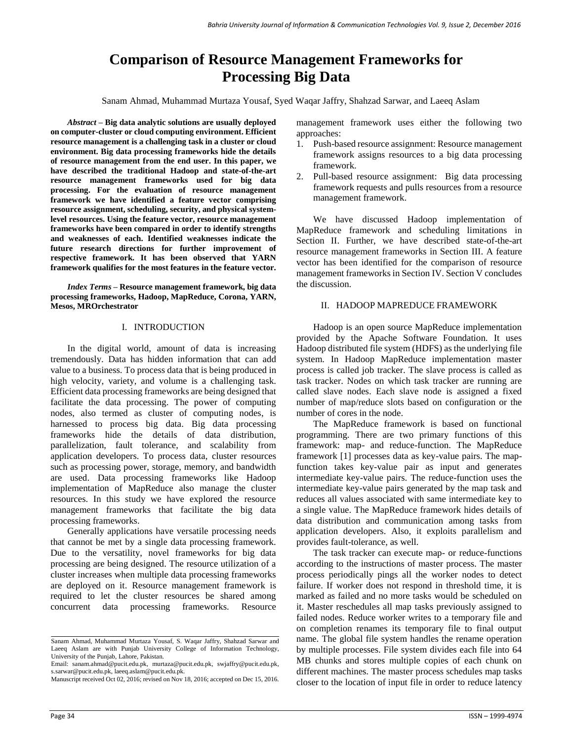# Comparison of Resource Management Frameworks for Processing Big Data

Sanam Ahmad, Muhammad Murtaza Yousaf, Syed Waqar Jaffry, Shahzad Sarwar, and Laeeq Aslam

***Abstract*** **– Big data analytic solutions are usually deployed on computer-cluster or cloud computing environment. Efficient resource management is a challenging task in a cluster or cloud environment. Big data processing frameworks hide the details of resource management from the end user. In this paper, we have described the traditional Hadoop and state-of-the-art resource management frameworks used for big data processing. For the evaluation of resource management framework we have identified a feature vector comprising resource assignment, scheduling, security, and physical system-level resources. Using the feature vector, resource management frameworks have been compared in order to identify strengths and weaknesses of each. Identified weaknesses indicate the future research directions for further improvement of respective framework. It has been observed that YARN framework qualifies for the most features in the feature vector.**

***Index Terms*** **– Resource management framework, big data processing frameworks, Hadoop, MapReduce, Corona, YARN, Mesos, MROrchestrator**

## I. INTRODUCTION

In the digital world, amount of data is increasing tremendously. Data has hidden information that can add value to a business. To process data that is being produced in high velocity, variety, and volume is a challenging task. Efficient data processing frameworks are being designed that facilitate the data processing. The power of computing nodes, also termed as cluster of computing nodes, is harnessed to process big data. Big data processing frameworks hide the details of data distribution, parallelization, fault tolerance, and scalability from application developers. To process data, cluster resources such as processing power, storage, memory, and bandwidth are used. Data processing frameworks like Hadoop implementation of MapReduce also manage the cluster resources. In this study we have explored the resource management frameworks that facilitate the big data processing frameworks.

Generally applications have versatile processing needs that cannot be met by a single data processing framework. Due to the versatility, novel frameworks for big data processing are being designed. The resource utilization of a cluster increases when multiple data processing frameworks are deployed on it. Resource management framework is required to let the cluster resources be shared among concurrent data processing frameworks. Resource management framework uses either the following two approaches:

1. Push-based resource assignment: Resource management framework assigns resources to a big data processing framework.
2. Pull-based resource assignment: Big data processing framework requests and pulls resources from a resource management framework.

We have discussed Hadoop implementation of MapReduce framework and scheduling limitations in Section II. Further, we have described state-of-the-art resource management frameworks in Section III. A feature vector has been identified for the comparison of resource management frameworks in Section IV. Section V concludes the discussion.

## II. HADOOP MAPREDUCE FRAMEWORK

Hadoop is an open source MapReduce implementation provided by the Apache Software Foundation. It uses Hadoop distributed file system (HDFS) as the underlying file system. In Hadoop MapReduce implementation master process is called job tracker. The slave process is called as task tracker. Nodes on which task tracker are running are called slave nodes. Each slave node is assigned a fixed number of map/reduce slots based on configuration or the number of cores in the node.

The MapReduce framework is based on functional programming. There are two primary functions of this framework: map- and reduce-function. The MapReduce framework [1] processes data as key-value pairs. The map-function takes key-value pair as input and generates intermediate key-value pairs. The reduce-function uses the intermediate key-value pairs generated by the map task and reduces all values associated with same intermediate key to a single value. The MapReduce framework hides details of data distribution and communication among tasks from application developers. Also, it exploits parallelism and provides fault-tolerance, as well.

The task tracker can execute map- or reduce-functions according to the instructions of master process. The master process periodically pings all the worker nodes to detect failure. If worker does not respond in threshold time, it is marked as failed and no more tasks would be scheduled on it. Master reschedules all map tasks previously assigned to failed nodes. Reduce worker writes to a temporary file and on completion renames its temporary file to final output name. The global file system handles the rename operation by multiple processes. File system divides each file into 64 MB chunks and stores multiple copies of each chunk on different machines. The master process schedules map tasks closer to the location of input file in order to reduce latency

---

Sanam Ahmad, Muhammad Murtaza Yousaf, S. Waqar Jaffry, Shahzad Sarwar and Laeeq Aslam are with Punjab University College of Information Technology, University of the Punjab, Lahore, Pakistan.

Email: sanam.ahmad@pucit.edu.pk, murtaza@pucit.edu.pk, swjaffry@pucit.edu.pk, s.sarwar@pucit.edu.pk, laeeq.aslam@pucit.edu.pk.

Manuscript received Oct 02, 2016; revised on Nov 18, 2016; accepted on Dec 15, 2016.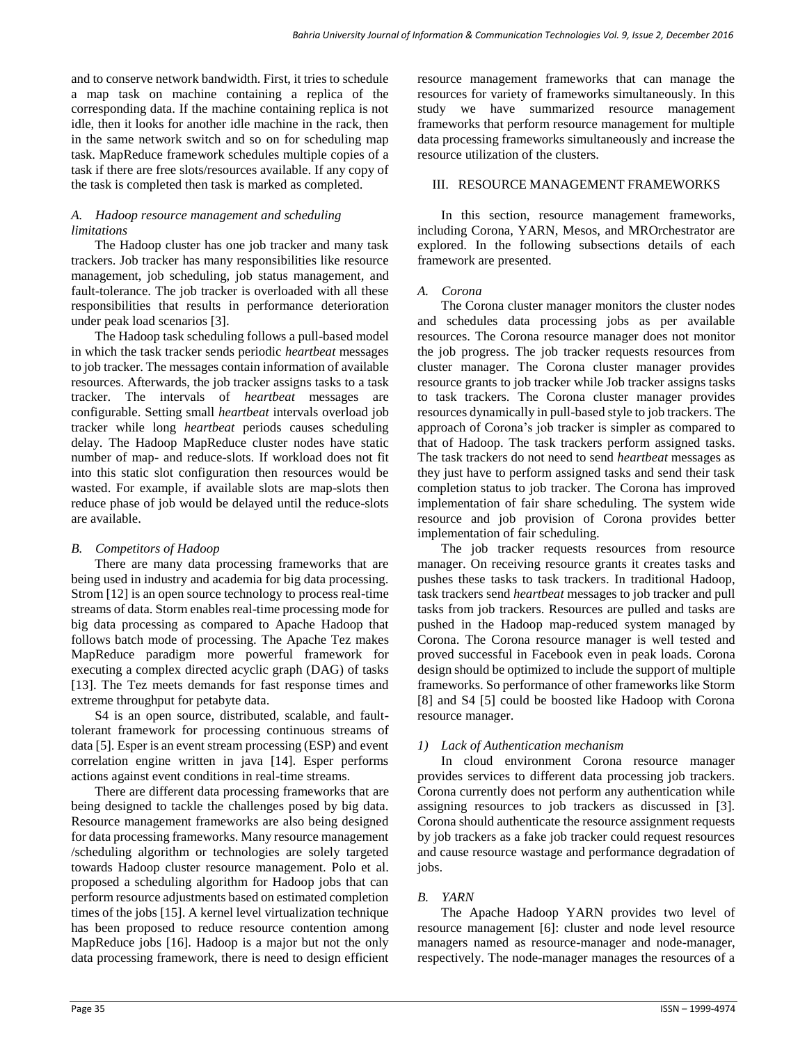and to conserve network bandwidth. First, it tries to schedule a map task on machine containing a replica of the corresponding data. If the machine containing replica is not idle, then it looks for another idle machine in the rack, then in the same network switch and so on for scheduling map task. MapReduce framework schedules multiple copies of a task if there are free slots/resources available. If any copy of the task is completed then task is marked as completed.

### *A. Hadoop resource management and scheduling limitations*

The Hadoop cluster has one job tracker and many task trackers. Job tracker has many responsibilities like resource management, job scheduling, job status management, and fault-tolerance. The job tracker is overloaded with all these responsibilities that results in performance deterioration under peak load scenarios [3].

The Hadoop task scheduling follows a pull-based model in which the task tracker sends periodic *heartbeat* messages to job tracker. The messages contain information of available resources. Afterwards, the job tracker assigns tasks to a task tracker. The intervals of *heartbeat* messages are configurable. Setting small *heartbeat* intervals overload job tracker while long *heartbeat* periods causes scheduling delay. The Hadoop MapReduce cluster nodes have static number of map- and reduce-slots. If workload does not fit into this static slot configuration then resources would be wasted. For example, if available slots are map-slots then reduce phase of job would be delayed until the reduce-slots are available.

### *B. Competitors of Hadoop*

There are many data processing frameworks that are being used in industry and academia for big data processing. Strom [12] is an open source technology to process real-time streams of data. Storm enables real-time processing mode for big data processing as compared to Apache Hadoop that follows batch mode of processing. The Apache Tez makes MapReduce paradigm more powerful framework for executing a complex directed acyclic graph (DAG) of tasks [13]. The Tez meets demands for fast response times and extreme throughput for petabyte data.

S4 is an open source, distributed, scalable, and fault-tolerant framework for processing continuous streams of data [5]. Esper is an event stream processing (ESP) and event correlation engine written in java [14]. Esper performs actions against event conditions in real-time streams.

There are different data processing frameworks that are being designed to tackle the challenges posed by big data. Resource management frameworks are also being designed for data processing frameworks. Many resource management /scheduling algorithm or technologies are solely targeted towards Hadoop cluster resource management. Polo et al. proposed a scheduling algorithm for Hadoop jobs that can perform resource adjustments based on estimated completion times of the jobs [15]. A kernel level virtualization technique has been proposed to reduce resource contention among MapReduce jobs [16]. Hadoop is a major but not the only data processing framework, there is need to design efficient resource management frameworks that can manage the resources for variety of frameworks simultaneously. In this study we have summarized resource management frameworks that perform resource management for multiple data processing frameworks simultaneously and increase the resource utilization of the clusters.

## III. RESOURCE MANAGEMENT FRAMEWORKS

In this section, resource management frameworks, including Corona, YARN, Mesos, and MROrchestrator are explored. In the following subsections details of each framework are presented.

### *A. Corona*

The Corona cluster manager monitors the cluster nodes and schedules data processing jobs as per available resources. The Corona resource manager does not monitor the job progress. The job tracker requests resources from cluster manager. The Corona cluster manager provides resource grants to job tracker while Job tracker assigns tasks to task trackers. The Corona cluster manager provides resources dynamically in pull-based style to job trackers. The approach of Corona's job tracker is simpler as compared to that of Hadoop. The task trackers perform assigned tasks. The task trackers do not need to send *heartbeat* messages as they just have to perform assigned tasks and send their task completion status to job tracker. The Corona has improved implementation of fair share scheduling. The system wide resource and job provision of Corona provides better implementation of fair scheduling.

The job tracker requests resources from resource manager. On receiving resource grants it creates tasks and pushes these tasks to task trackers. In traditional Hadoop, task trackers send *heartbeat* messages to job tracker and pull tasks from job trackers. Resources are pulled and tasks are pushed in the Hadoop map-reduced system managed by Corona. The Corona resource manager is well tested and proved successful in Facebook even in peak loads. Corona design should be optimized to include the support of multiple frameworks. So performance of other frameworks like Storm [8] and S4 [5] could be boosted like Hadoop with Corona resource manager.

#### *1) Lack of Authentication mechanism*

In cloud environment Corona resource manager provides services to different data processing job trackers. Corona currently does not perform any authentication while assigning resources to job trackers as discussed in [3]. Corona should authenticate the resource assignment requests by job trackers as a fake job tracker could request resources and cause resource wastage and performance degradation of jobs.

### *B. YARN*

The Apache Hadoop YARN provides two level of resource management [6]: cluster and node level resource managers named as resource-manager and node-manager, respectively. The node-manager manages the resources of a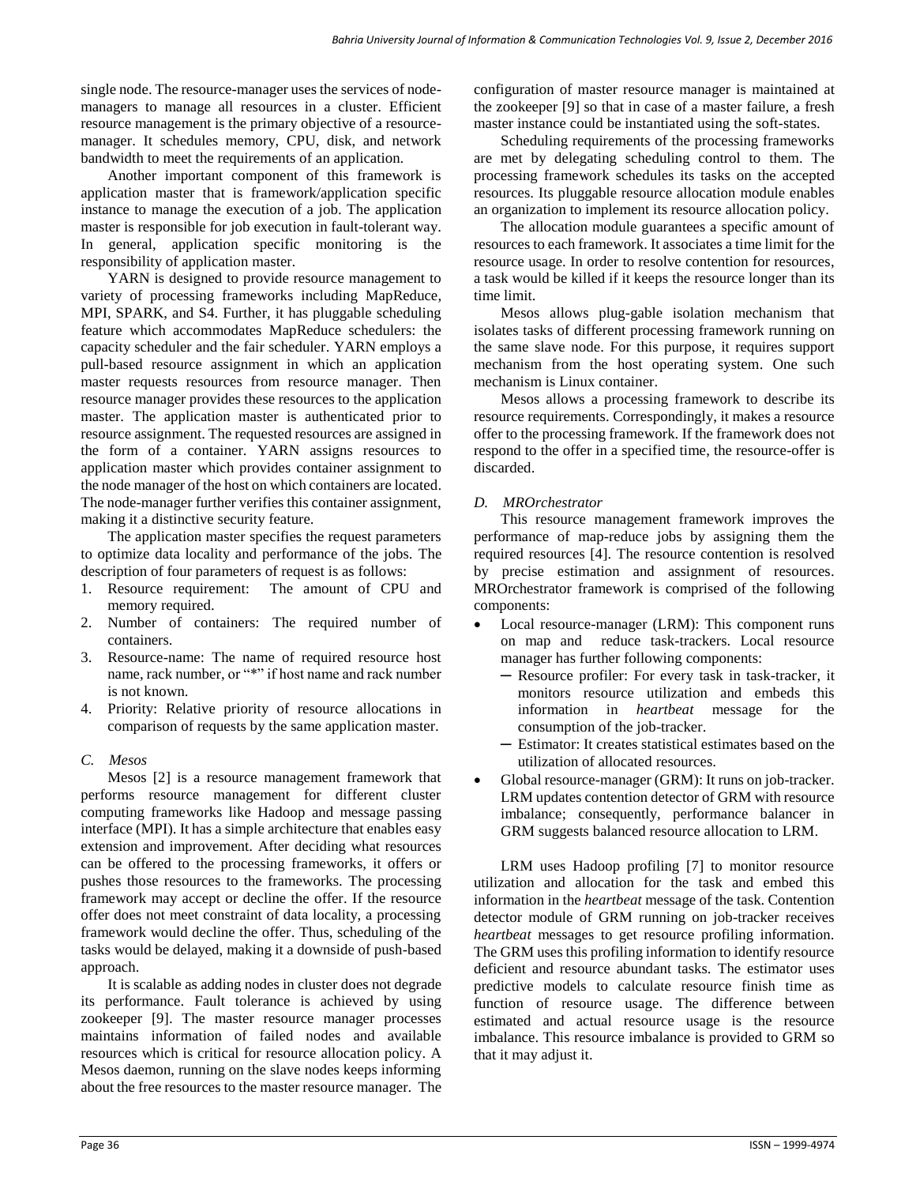single node. The resource-manager uses the services of node-managers to manage all resources in a cluster. Efficient resource management is the primary objective of a resource-manager. It schedules memory, CPU, disk, and network bandwidth to meet the requirements of an application.

Another important component of this framework is application master that is framework/application specific instance to manage the execution of a job. The application master is responsible for job execution in fault-tolerant way. In general, application specific monitoring is the responsibility of application master.

YARN is designed to provide resource management to variety of processing frameworks including MapReduce, MPI, SPARK, and S4. Further, it has pluggable scheduling feature which accommodates MapReduce schedulers: the capacity scheduler and the fair scheduler. YARN employs a pull-based resource assignment in which an application master requests resources from resource manager. Then resource manager provides these resources to the application master. The application master is authenticated prior to resource assignment. The requested resources are assigned in the form of a container. YARN assigns resources to application master which provides container assignment to the node manager of the host on which containers are located. The node-manager further verifies this container assignment, making it a distinctive security feature.

The application master specifies the request parameters to optimize data locality and performance of the jobs. The description of four parameters of request is as follows:

1. Resource requirement: The amount of CPU and memory required.
2. Number of containers: The required number of containers.
3. Resource-name: The name of required resource host name, rack number, or "*" if host name and rack number is not known.
4. Priority: Relative priority of resource allocations in comparison of requests by the same application master.

### *C. Mesos*

Mesos [2] is a resource management framework that performs resource management for different cluster computing frameworks like Hadoop and message passing interface (MPI). It has a simple architecture that enables easy extension and improvement. After deciding what resources can be offered to the processing frameworks, it offers or pushes those resources to the frameworks. The processing framework may accept or decline the offer. If the resource offer does not meet constraint of data locality, a processing framework would decline the offer. Thus, scheduling of the tasks would be delayed, making it a downside of push-based approach.

It is scalable as adding nodes in cluster does not degrade its performance. Fault tolerance is achieved by using zookeeper [9]. The master resource manager processes maintains information of failed nodes and available resources which is critical for resource allocation policy. A Mesos daemon, running on the slave nodes keeps informing about the free resources to the master resource manager. The configuration of master resource manager is maintained at the zookeeper [9] so that in case of a master failure, a fresh master instance could be instantiated using the soft-states.

Scheduling requirements of the processing frameworks are met by delegating scheduling control to them. The processing framework schedules its tasks on the accepted resources. Its pluggable resource allocation module enables an organization to implement its resource allocation policy.

The allocation module guarantees a specific amount of resources to each framework. It associates a time limit for the resource usage. In order to resolve contention for resources, a task would be killed if it keeps the resource longer than its time limit.

Mesos allows plug-gable isolation mechanism that isolates tasks of different processing framework running on the same slave node. For this purpose, it requires support mechanism from the host operating system. One such mechanism is Linux container.

Mesos allows a processing framework to describe its resource requirements. Correspondingly, it makes a resource offer to the processing framework. If the framework does not respond to the offer in a specified time, the resource-offer is discarded.

### *D. MROrchestrator*

This resource management framework improves the performance of map-reduce jobs by assigning them the required resources [4]. The resource contention is resolved by precise estimation and assignment of resources. MROrchestrator framework is comprised of the following components:

- Local resource-manager (LRM): This component runs on map and reduce task-trackers. Local resource manager has further following components:
  - Resource profiler: For every task in task-tracker, it monitors resource utilization and embeds this information in *heartbeat* message for the consumption of the job-tracker.
  - Estimator: It creates statistical estimates based on the utilization of allocated resources.
- Global resource-manager (GRM): It runs on job-tracker. LRM updates contention detector of GRM with resource imbalance; consequently, performance balancer in GRM suggests balanced resource allocation to LRM.

LRM uses Hadoop profiling [7] to monitor resource utilization and allocation for the task and embed this information in the *heartbeat* message of the task. Contention detector module of GRM running on job-tracker receives *heartbeat* messages to get resource profiling information. The GRM uses this profiling information to identify resource deficient and resource abundant tasks. The estimator uses predictive models to calculate resource finish time as function of resource usage. The difference between estimated and actual resource usage is the resource imbalance. This resource imbalance is provided to GRM so that it may adjust it.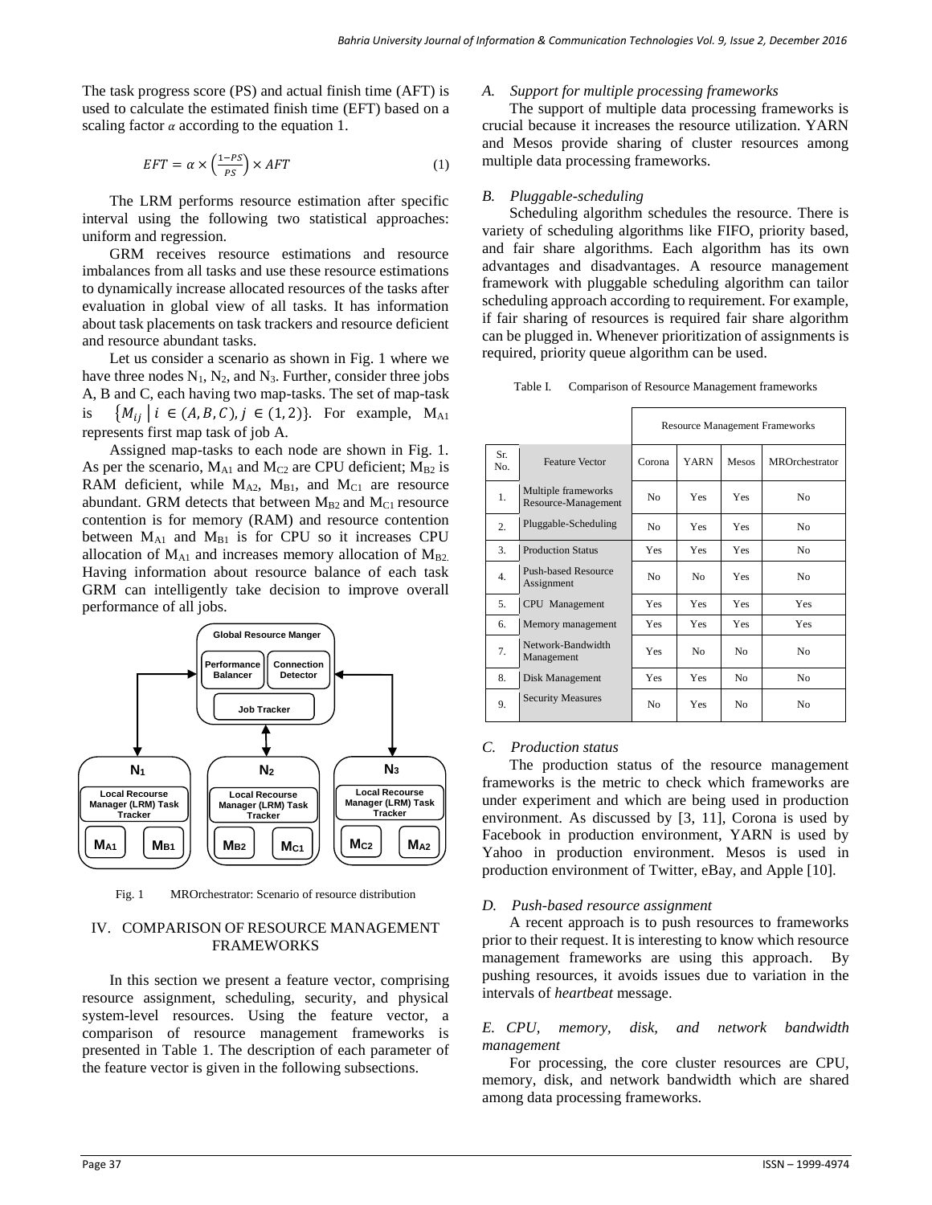The task progress score (PS) and actual finish time (AFT) is used to calculate the estimated finish time (EFT) based on a scaling factor $\alpha$ according to the equation 1.

$$EFT = \alpha \times \left(\frac{1-PS}{PS}\right) \times AFT \quad (1)$$

The LRM performs resource estimation after specific interval using the following two statistical approaches: uniform and regression.

GRM receives resource estimations and resource imbalances from all tasks and use these resource estimations to dynamically increase allocated resources of the tasks after evaluation in global view of all tasks. It has information about task placements on task trackers and resource deficient and resource abundant tasks.

Let us consider a scenario as shown in Fig. 1 where we have three nodes $N_1$, $N_2$, and $N_3$. Further, consider three jobs A, B and C, each having two map-tasks. The set of map-task is $\{M_{ij} \mid i \in (A, B, C), j \in (1, 2)\}$. For example, $M_{A1}$ represents first map task of job A.

Assigned map-tasks to each node are shown in Fig. 1. As per the scenario, $M_{A1}$ and $M_{C2}$ are CPU deficient; $M_{B2}$ is RAM deficient, while $M_{A2}$, $M_{B1}$, and $M_{C1}$ are resource abundant. GRM detects that between $M_{B2}$ and $M_{C1}$ resource contention is for memory (RAM) and resource contention between $M_{A1}$ and $M_{B1}$ is for CPU so it increases CPU allocation of $M_{A1}$ and increases memory allocation of $M_{B2}$. Having information about resource balance of each task GRM can intelligently take decision to improve overall performance of all jobs.

Fig. 1 MROrchestrator: Scenario of resource distribution

## IV. COMPARISON OF RESOURCE MANAGEMENT FRAMEWORKS

In this section we present a feature vector, comprising resource assignment, scheduling, security, and physical system-level resources. Using the feature vector, a comparison of resource management frameworks is presented in Table 1. The description of each parameter of the feature vector is given in the following subsections.

### *A. Support for multiple processing frameworks*

The support of multiple data processing frameworks is crucial because it increases the resource utilization. YARN and Mesos provide sharing of cluster resources among multiple data processing frameworks.

### *B. Pluggable-scheduling*

Scheduling algorithm schedules the resource. There is variety of scheduling algorithms like FIFO, priority based, and fair share algorithms. Each algorithm has its own advantages and disadvantages. A resource management framework with pluggable scheduling algorithm can tailor scheduling approach according to requirement. For example, if fair sharing of resources is required fair share algorithm can be plugged in. Whenever prioritization of assignments is required, priority queue algorithm can be used.

Table I. Comparison of Resource Management frameworks

| | | Resource Management Frameworks | | | |
|---|---|---|---|---|---|
| Sr. No. | Feature Vector | Corona | YARN | Mesos | MROrchestrator |
| 1. | Multiple frameworks Resource-Management | No | Yes | Yes | No |
| 2. | Pluggable-Scheduling | No | Yes | Yes | No |
| 3. | Production Status | Yes | Yes | Yes | No |
| 4. | Push-based Resource Assignment | No | No | Yes | No |
| 5. | CPU Management | Yes | Yes | Yes | Yes |
| 6. | Memory management | Yes | Yes | Yes | Yes |
| 7. | Network-Bandwidth Management | Yes | No | No | No |
| 8. | Disk Management | Yes | Yes | No | No |
| 9. | Security Measures | No | Yes | No | No |

### *C. Production status*

The production status of the resource management frameworks is the metric to check which frameworks are under experiment and which are being used in production environment. As discussed by [3, 11], Corona is used by Facebook in production environment, YARN is used by Yahoo in production environment. Mesos is used in production environment of Twitter, eBay, and Apple [10].

### *D. Push-based resource assignment*

A recent approach is to push resources to frameworks prior to their request. It is interesting to know which resource management frameworks are using this approach. By pushing resources, it avoids issues due to variation in the intervals of *heartbeat* message.

### *E. CPU, memory, disk, and network bandwidth management*

For processing, the core cluster resources are CPU, memory, disk, and network bandwidth which are shared among data processing frameworks.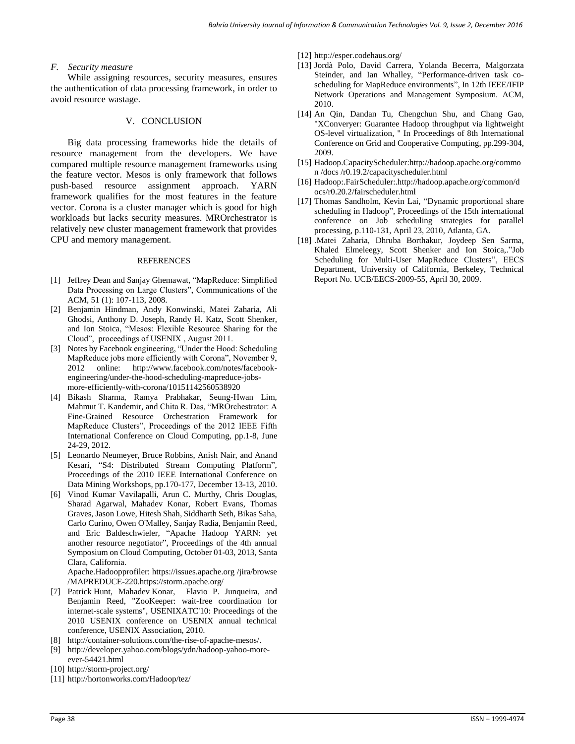### F. Security measure

While assigning resources, security measures, ensures the authentication of data processing framework, in order to avoid resource wastage.

## V. CONCLUSION

Big data processing frameworks hide the details of resource management from the developers. We have compared multiple resource management frameworks using the feature vector. Mesos is only framework that follows push-based resource assignment approach. YARN framework qualifies for the most features in the feature vector. Corona is a cluster manager which is good for high workloads but lacks security measures. MROrchestrator is relatively new cluster management framework that provides CPU and memory management.

## REFERENCES

[1] Jeffrey Dean and Sanjay Ghemawat, "MapReduce: Simplified Data Processing on Large Clusters", Communications of the ACM, 51 (1): 107-113, 2008.

[2] Benjamin Hindman, Andy Konwinski, Matei Zaharia, Ali Ghodsi, Anthony D. Joseph, Randy H. Katz, Scott Shenker, and Ion Stoica, "Mesos: Flexible Resource Sharing for the Cloud", proceedings of USENIX , August 2011.

[3] Notes by Facebook engineering, "Under the Hood: Scheduling MapReduce jobs more efficiently with Corona", November 9, 2012 online: http://www.facebook.com/notes/facebook-engineering/under-the-hood-scheduling-mapreduce-jobs-more-efficiently-with-corona/10151142560538920

[4] Bikash Sharma, Ramya Prabhakar, Seung-Hwan Lim, Mahmut T. Kandemir, and Chita R. Das, "MROrchestrator: A Fine-Grained Resource Orchestration Framework for MapReduce Clusters", Proceedings of the 2012 IEEE Fifth International Conference on Cloud Computing, pp.1-8, June 24-29, 2012.

[5] Leonardo Neumeyer, Bruce Robbins, Anish Nair, and Anand Kesari, "S4: Distributed Stream Computing Platform", Proceedings of the 2010 IEEE International Conference on Data Mining Workshops, pp.170-177, December 13-13, 2010.

[6] Vinod Kumar Vavilapalli, Arun C. Murthy, Chris Douglas, Sharad Agarwal, Mahadev Konar, Robert Evans, Thomas Graves, Jason Lowe, Hitesh Shah, Siddharth Seth, Bikas Saha, Carlo Curino, Owen O'Malley, Sanjay Radia, Benjamin Reed, and Eric Baldeschwieler, "Apache Hadoop YARN: yet another resource negotiator", Proceedings of the 4th annual Symposium on Cloud Computing, October 01-03, 2013, Santa Clara, California.
Apache.Hadoopprofiler: https://issues.apache.org /jira/browse /MAPREDUCE-220.https://storm.apache.org/

[7] Patrick Hunt, Mahadev Konar, Flavio P. Junqueira, and Benjamin Reed, "ZooKeeper: wait-free coordination for internet-scale systems", USENIXATC'10: Proceedings of the 2010 USENIX conference on USENIX annual technical conference, USENIX Association, 2010.

[8] http://container-solutions.com/the-rise-of-apache-mesos/.

[9] http://developer.yahoo.com/blogs/ydn/hadoop-yahoo-more-ever-54421.html

[10] http://storm-project.org/

[11] http://hortonworks.com/Hadoop/tez/

[12] http://esper.codehaus.org/

[13] Jordà Polo, David Carrera, Yolanda Becerra, Malgorzata Steinder, and Ian Whalley, "Performance-driven task co-scheduling for MapReduce environments", In 12th IEEE/IFIP Network Operations and Management Symposium. ACM, 2010.

[14] An Qin, Dandan Tu, Chengchun Shu, and Chang Gao, "XConveryer: Guarantee Hadoop throughput via lightweight OS-level virtualization, " In Proceedings of 8th International Conference on Grid and Cooperative Computing, pp.299-304, 2009.

[15] Hadoop.CapacityScheduler:http://hadoop.apache.org/common /docs /r0.19.2/capacityscheduler.html

[16] Hadoop:.FairScheduler:.http://hadoop.apache.org/common/docs/r0.20.2/fairscheduler.html

[17] Thomas Sandholm, Kevin Lai, "Dynamic proportional share scheduling in Hadoop", Proceedings of the 15th international conference on Job scheduling strategies for parallel processing, p.110-131, April 23, 2010, Atlanta, GA.

[18] .Matei Zaharia, Dhruba Borthakur, Joydeep Sen Sarma, Khaled Elmeleegy, Scott Shenker and Ion Stoica,."Job Scheduling for Multi-User MapReduce Clusters", EECS Department, University of California, Berkeley, Technical Report No. UCB/EECS-2009-55, April 30, 2009.